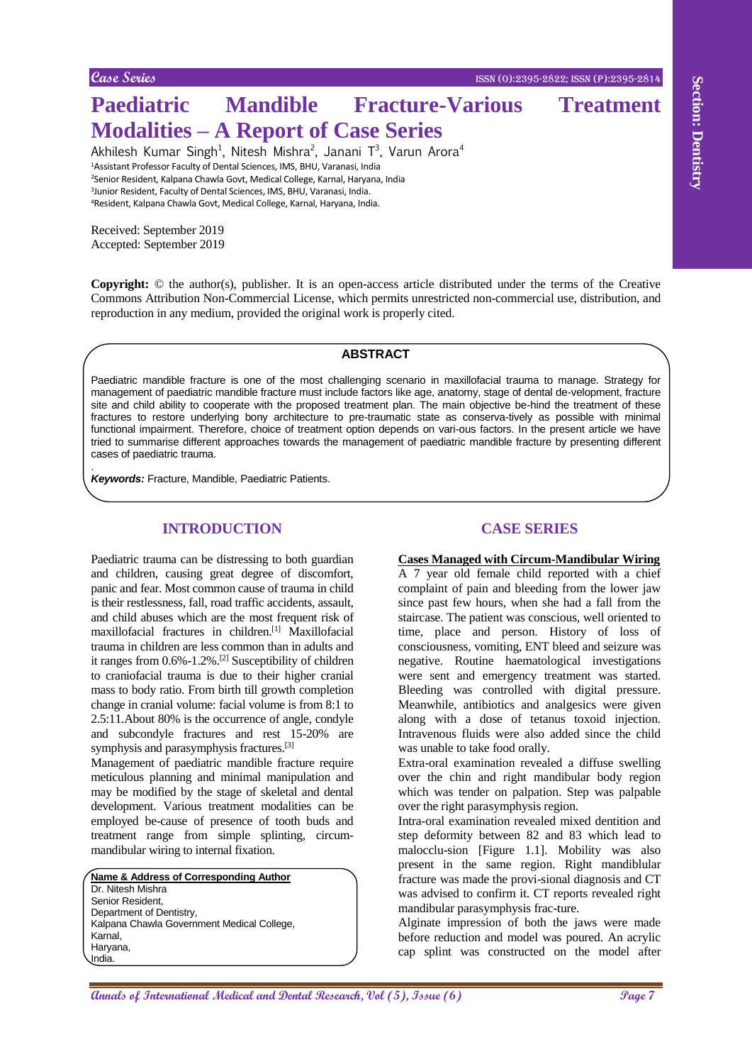# Paediatric Mandible Fracture-Various Treatment Modalities – A Report of Case Series

Akhilesh Kumar Singh[1], Nitesh Mishra[2], Janani T[3], Varun Arora[4]

[1]Assistant Professor Faculty of Dental Sciences, IMS, BHU, Varanasi, India
[2]Senior Resident, Kalpana Chawla Govt, Medical College, Karnal, Haryana, India
[3]Junior Resident, Faculty of Dental Sciences, IMS, BHU, Varanasi, India.
[4]Resident, Kalpana Chawla Govt, Medical College, Karnal, Haryana, India.

Received: September 2019
Accepted: September 2019

**Copyright:** © the author(s), publisher. It is an open-access article distributed under the terms of the Creative Commons Attribution Non-Commercial License, which permits unrestricted non-commercial use, distribution, and reproduction in any medium, provided the original work is properly cited.

## ABSTRACT

Paediatric mandible fracture is one of the most challenging scenario in maxillofacial trauma to manage. Strategy for management of paediatric mandible fracture must include factors like age, anatomy, stage of dental de-velopment, fracture site and child ability to cooperate with the proposed treatment plan. The main objective be-hind the treatment of these fractures to restore underlying bony architecture to pre-traumatic state as conserva-tively as possible with minimal functional impairment. Therefore, choice of treatment option depends on vari-ous factors. In the present article we have tried to summarise different approaches towards the management of paediatric mandible fracture by presenting different cases of paediatric trauma.

*Keywords:* Fracture, Mandible, Paediatric Patients.

## INTRODUCTION

Paediatric trauma can be distressing to both guardian and children, causing great degree of discomfort, panic and fear. Most common cause of trauma in child is their restlessness, fall, road traffic accidents, assault, and child abuses which are the most frequent risk of maxillofacial fractures in children.[1] Maxillofacial trauma in children are less common than in adults and it ranges from 0.6%-1.2%.[2] Susceptibility of children to craniofacial trauma is due to their higher cranial mass to body ratio. From birth till growth completion change in cranial volume: facial volume is from 8:1 to 2.5:11.About 80% is the occurrence of angle, condyle and subcondyle fractures and rest 15-20% are symphysis and parasymphysis fractures.[3]

Management of paediatric mandible fracture require meticulous planning and minimal manipulation and may be modified by the stage of skeletal and dental development. Various treatment modalities can be employed be-cause of presence of tooth buds and treatment range from simple splinting, circum-mandibular wiring to internal fixation.

**Name & Address of Corresponding Author**
Dr. Nitesh Mishra
Senior Resident,
Department of Dentistry,
Kalpana Chawla Government Medical College,
Karnal,
Haryana,
India.

## CASE SERIES

**Cases Managed with Circum-Mandibular Wiring**

A 7 year old female child reported with a chief complaint of pain and bleeding from the lower jaw since past few hours, when she had a fall from the staircase. The patient was conscious, well oriented to time, place and person. History of loss of consciousness, vomiting, ENT bleed and seizure was negative. Routine haematological investigations were sent and emergency treatment was started. Bleeding was controlled with digital pressure. Meanwhile, antibiotics and analgesics were given along with a dose of tetanus toxoid injection. Intravenous fluids were also added since the child was unable to take food orally.

Extra-oral examination revealed a diffuse swelling over the chin and right mandibular body region which was tender on palpation. Step was palpable over the right parasymphysis region.

Intra-oral examination revealed mixed dentition and step deformity between 82 and 83 which lead to malocclu-sion [Figure 1.1]. Mobility was also present in the same region. Right mandiblular fracture was made the provi-sional diagnosis and CT was advised to confirm it. CT reports revealed right mandibular parasymphysis frac-ture.

Alginate impression of both the jaws were made before reduction and model was poured. An acrylic cap splint was constructed on the model after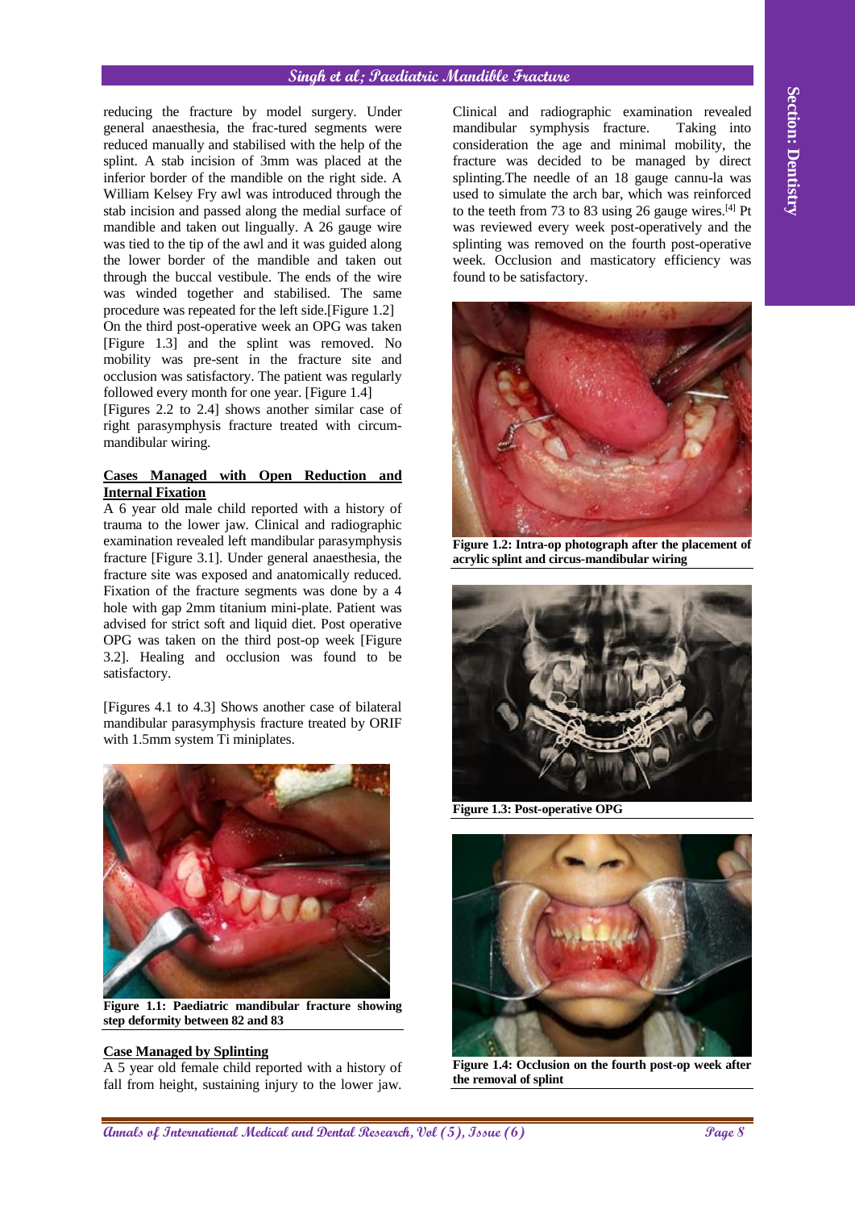reducing the fracture by model surgery. Under general anaesthesia, the frac-tured segments were reduced manually and stabilised with the help of the splint. A stab incision of 3mm was placed at the inferior border of the mandible on the right side. A William Kelsey Fry awl was introduced through the stab incision and passed along the medial surface of mandible and taken out lingually. A 26 gauge wire was tied to the tip of the awl and it was guided along the lower border of the mandible and taken out through the buccal vestibule. The ends of the wire was winded together and stabilised. The same procedure was repeated for the left side.[Figure 1.2]

On the third post-operative week an OPG was taken [Figure 1.3] and the splint was removed. No mobility was pre-sent in the fracture site and occlusion was satisfactory. The patient was regularly followed every month for one year. [Figure 1.4]

[Figures 2.2 to 2.4] shows another similar case of right parasymphysis fracture treated with circum-mandibular wiring.

**Cases Managed with Open Reduction and Internal Fixation**

A 6 year old male child reported with a history of trauma to the lower jaw. Clinical and radiographic examination revealed left mandibular parasymphysis fracture [Figure 3.1]. Under general anaesthesia, the fracture site was exposed and anatomically reduced. Fixation of the fracture segments was done by a 4 hole with gap 2mm titanium mini-plate. Patient was advised for strict soft and liquid diet. Post operative OPG was taken on the third post-op week [Figure 3.2]. Healing and occlusion was found to be satisfactory.

[Figures 4.1 to 4.3] Shows another case of bilateral mandibular parasymphysis fracture treated by ORIF with 1.5mm system Ti miniplates.

**Figure 1.1: Paediatric mandibular fracture showing step deformity between 82 and 83**

**Case Managed by Splinting**

A 5 year old female child reported with a history of fall from height, sustaining injury to the lower jaw. Clinical and radiographic examination revealed mandibular symphysis fracture. Taking into consideration the age and minimal mobility, the fracture was decided to be managed by direct splinting.The needle of an 18 gauge cannu-la was used to simulate the arch bar, which was reinforced to the teeth from 73 to 83 using 26 gauge wires.[4] Pt was reviewed every week post-operatively and the splinting was removed on the fourth post-operative week. Occlusion and masticatory efficiency was found to be satisfactory.

**Figure 1.2: Intra-op photograph after the placement of acrylic splint and circus-mandibular wiring**

**Figure 1.3: Post-operative OPG**

**Figure 1.4: Occlusion on the fourth post-op week after the removal of splint**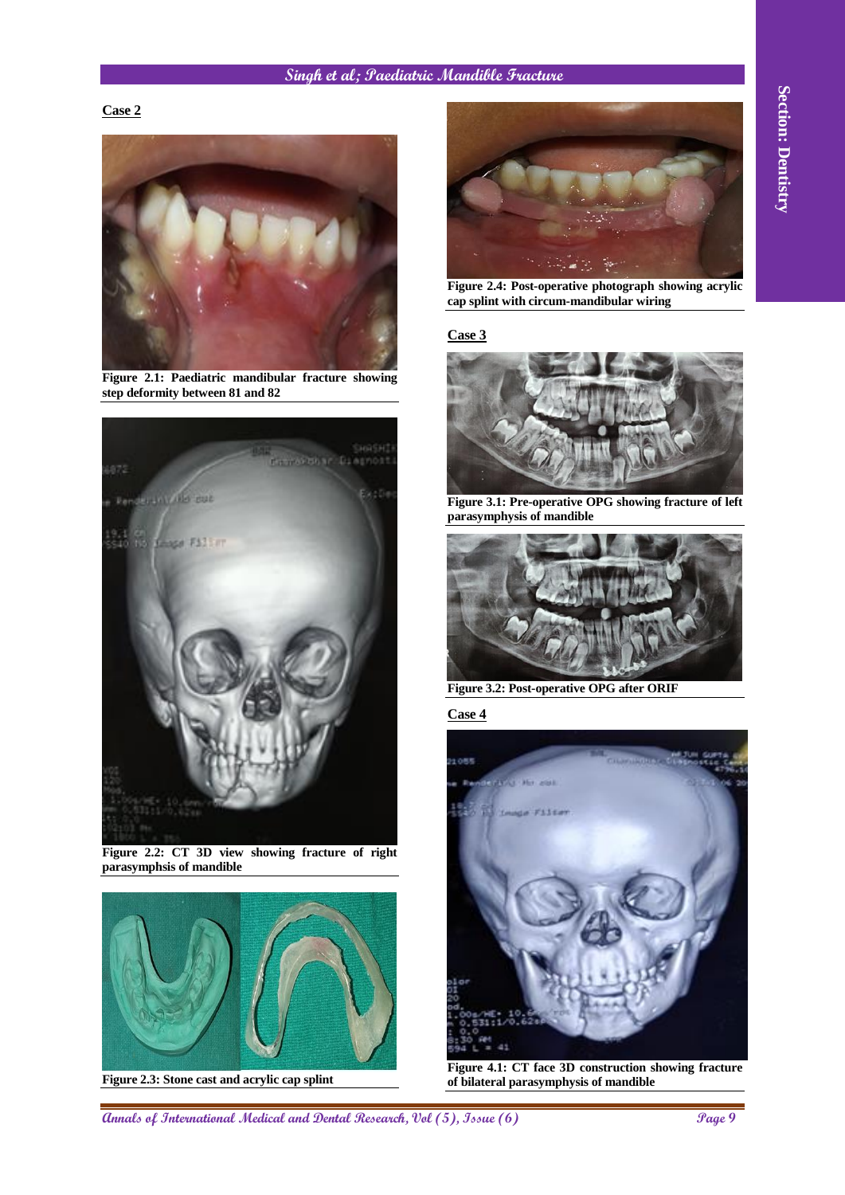**Case 2**

Figure 2.1: Paediatric mandibular fracture showing step deformity between 81 and 82

Figure 2.2: CT 3D view showing fracture of right parasymphsis of mandible

Figure 2.3: Stone cast and acrylic cap splint

Figure 2.4: Post-operative photograph showing acrylic cap splint with circum-mandibular wiring

**Case 3**

Figure 3.1: Pre-operative OPG showing fracture of left parasymphysis of mandible

Figure 3.2: Post-operative OPG after ORIF

**Case 4**

Figure 4.1: CT face 3D construction showing fracture of bilateral parasymphysis of mandible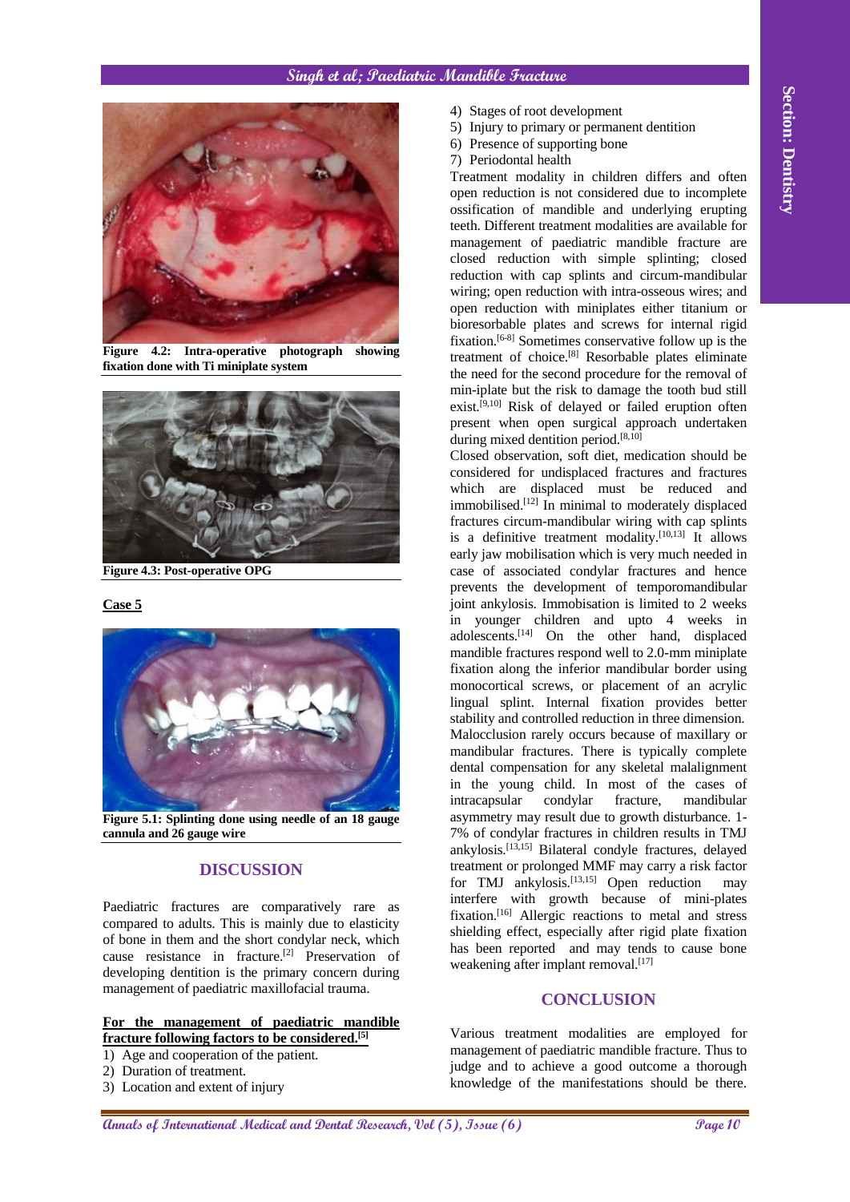Figure 4.2: Intra-operative photograph showing fixation done with Ti miniplate system

Figure 4.3: Post-operative OPG

**Case 5**

Figure 5.1: Splinting done using needle of an 18 gauge cannula and 26 gauge wire

## DISCUSSION

Paediatric fractures are comparatively rare as compared to adults. This is mainly due to elasticity of bone in them and the short condylar neck, which cause resistance in fracture.[2] Preservation of developing dentition is the primary concern during management of paediatric maxillofacial trauma.

**For the management of paediatric mandible fracture following factors to be considered.[5]**

1) Age and cooperation of the patient.
2) Duration of treatment.
3) Location and extent of injury
4) Stages of root development
5) Injury to primary or permanent dentition
6) Presence of supporting bone
7) Periodontal health

Treatment modality in children differs and often open reduction is not considered due to incomplete ossification of mandible and underlying erupting teeth. Different treatment modalities are available for management of paediatric mandible fracture are closed reduction with simple splinting; closed reduction with cap splints and circum-mandibular wiring; open reduction with intra-osseous wires; and open reduction with miniplates either titanium or bioresorbable plates and screws for internal rigid fixation.[6-8] Sometimes conservative follow up is the treatment of choice.[8] Resorbable plates eliminate the need for the second procedure for the removal of min-iplate but the risk to damage the tooth bud still exist.[9,10] Risk of delayed or failed eruption often present when open surgical approach undertaken during mixed dentition period.[8,10]

Closed observation, soft diet, medication should be considered for undisplaced fractures and fractures which are displaced must be reduced and immobilised.[12] In minimal to moderately displaced fractures circum-mandibular wiring with cap splints is a definitive treatment modality.[10,13] It allows early jaw mobilisation which is very much needed in case of associated condylar fractures and hence prevents the development of temporomandibular joint ankylosis. Immobisation is limited to 2 weeks in younger children and upto 4 weeks in adolescents.[14] On the other hand, displaced mandible fractures respond well to 2.0-mm miniplate fixation along the inferior mandibular border using monocortical screws, or placement of an acrylic lingual splint. Internal fixation provides better stability and controlled reduction in three dimension. Malocclusion rarely occurs because of maxillary or mandibular fractures. There is typically complete dental compensation for any skeletal malalignment in the young child. In most of the cases of intracapsular condylar fracture, mandibular asymmetry may result due to growth disturbance. 1-7% of condylar fractures in children results in TMJ ankylosis.[13,15] Bilateral condyle fractures, delayed treatment or prolonged MMF may carry a risk factor for TMJ ankylosis.[13,15] Open reduction may interfere with growth because of mini-plates fixation.[16] Allergic reactions to metal and stress shielding effect, especially after rigid plate fixation has been reported and may tends to cause bone weakening after implant removal.[17]

## CONCLUSION

Various treatment modalities are employed for management of paediatric mandible fracture. Thus to judge and to achieve a good outcome a thorough knowledge of the manifestations should be there.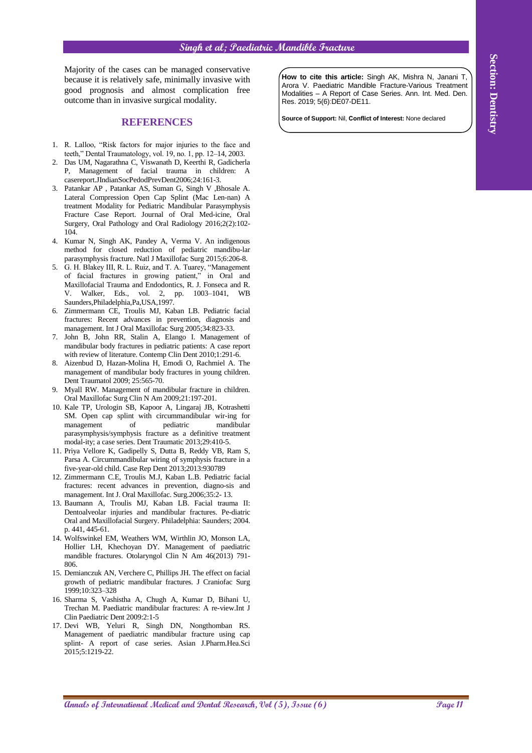Majority of the cases can be managed conservative because it is relatively safe, minimally invasive with good prognosis and almost complication free outcome than in invasive surgical modality.

## REFERENCES

1. R. Lalloo, "Risk factors for major injuries to the face and teeth," Dental Traumatology, vol. 19, no. 1, pp. 12–14, 2003.
2. Das UM, Nagarathna C, Viswanath D, Keerthi R, Gadicherla P, Management of facial trauma in children: A casereport.JIndianSocPedodPrevDent2006;24:161-3.
3. Patankar AP , Patankar AS, Suman G, Singh V ,Bhosale A. Lateral Compression Open Cap Splint (Mac Len-nan) A treatment Modality for Pediatric Mandibular Parasymphysis Fracture Case Report. Journal of Oral Med-icine, Oral Surgery, Oral Pathology and Oral Radiology 2016;2(2):102-104.
4. Kumar N, Singh AK, Pandey A, Verma V. An indigenous method for closed reduction of pediatric mandibu-lar parasymphysis fracture. Natl J Maxillofac Surg 2015;6:206-8.
5. G. H. Blakey III, R. L. Ruiz, and T. A. Tuarey, "Management of facial fractures in growing patient," in Oral and Maxillofacial Trauma and Endodontics, R. J. Fonseca and R. V. Walker, Eds., vol. 2, pp. 1003–1041, WB Saunders,Philadelphia,Pa,USA,1997.
6. Zimmermann CE, Troulis MJ, Kaban LB. Pediatric facial fractures: Recent advances in prevention, diagnosis and management. Int J Oral Maxillofac Surg 2005;34:823-33.
7. John B, John RR, Stalin A, Elango I. Management of mandibular body fractures in pediatric patients: A case report with review of literature. Contemp Clin Dent 2010;1:291-6.
8. Aizenbud D, Hazan-Molina H, Emodi O, Rachmiel A. The management of mandibular body fractures in young children. Dent Traumatol 2009; 25:565-70.
9. Myall RW. Management of mandibular fracture in children. Oral Maxillofac Surg Clin N Am 2009;21:197-201.
10. Kale TP, Urologin SB, Kapoor A, Lingaraj JB, Kotrashetti SM. Open cap splint with circummandibular wir-ing for management of pediatric mandibular parasymphysis/symphysis fracture as a definitive treatment modal-ity; a case series. Dent Traumatic 2013;29:410-5.
11. Priya Vellore K, Gadipelly S, Dutta B, Reddy VB, Ram S, Parsa A. Circummandibular wiring of symphysis fracture in a five-year-old child. Case Rep Dent 2013;2013:930789
12. Zimmermann C.E, Troulis M.J, Kaban L.B. Pediatric facial fractures: recent advances in prevention, diagno-sis and management. Int J. Oral Maxillofac. Surg.2006;35:2- 13.
13. Baumann A, Troulis MJ, Kaban LB. Facial trauma II: Dentoalveolar injuries and mandibular fractures. Pe-diatric Oral and Maxillofacial Surgery. Philadelphia: Saunders; 2004. p. 441, 445-61.
14. Wolfswinkel EM, Weathers WM, Wirthlin JO, Monson LA, Hollier LH, Khechoyan DY. Management of paediatric mandible fractures. Otolaryngol Clin N Am 46(2013) 791-806.
15. Demianczuk AN, Verchere C, Phillips JH. The effect on facial growth of pediatric mandibular fractures. J Craniofac Surg 1999;10:323–328
16. Sharma S, Vashistha A, Chugh A, Kumar D, Bihani U, Trechan M. Paediatric mandibular fractures: A re-view.Int J Clin Paediatric Dent 2009:2:1-5
17. Devi WB, Yeluri R, Singh DN, Nongthomban RS. Management of paediatric mandibular fracture using cap splint- A report of case series. Asian J.Pharm.Hea.Sci 2015;5:1219-22.

**How to cite this article:** Singh AK, Mishra N, Janani T, Arora V. Paediatric Mandible Fracture-Various Treatment Modalities – A Report of Case Series. Ann. Int. Med. Den. Res. 2019; 5(6):DE07-DE11.

**Source of Support:** Nil, **Conflict of Interest:** None declared